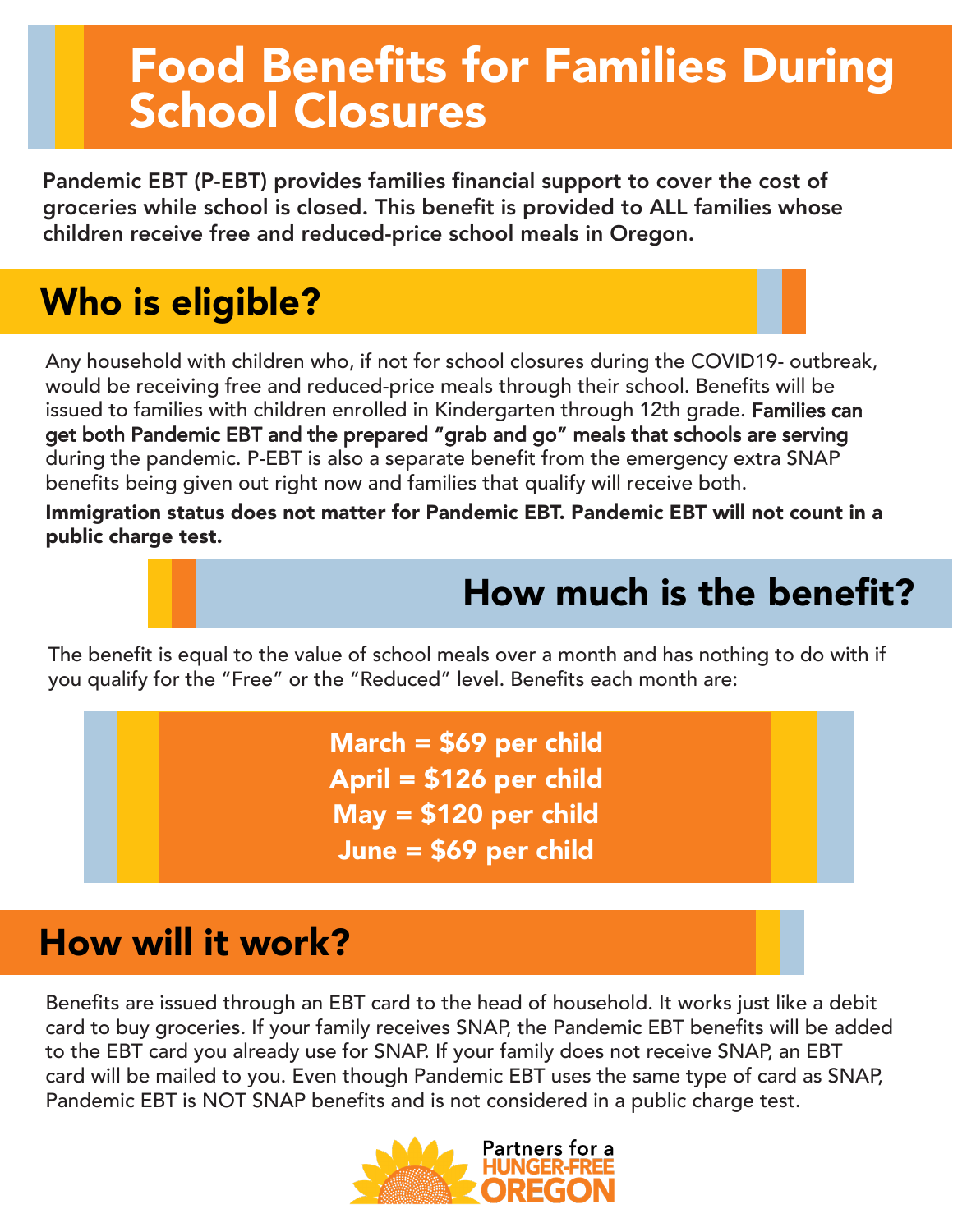# Food Benefits for Families During School Closures

**Pandemic EBT (P-EBT) provides families financial support to cover the cost of groceries while school is closed. This benefit is provided to ALL families whose children receive free and reduced-price school meals in Oregon.**

## Who is eligible?

Any household with children who, if not for school closures during the COVID19- outbreak, would be receiving free and reduced-price meals through their school. Benefits will be issued to families with children enrolled in Kindergarten through 12th grade. **Families can get both Pandemic EBT and the prepared "grab and go" meals that schools are serving** during the pandemic. P-EBT is also a separate benefit from the emergency extra SNAP benefits being given out right now and families that qualify will receive both.

**Immigration status does not matter for Pandemic EBT. Pandemic EBT will not count in a public charge test.**

## How much is the benefit?

The benefit is equal to the value of school meals over a month and has nothing to do with if you qualify for the "Free" or the "Reduced" level. Benefits each month are:

**March = $69 per child**
**April = $126 per child**
**May = $120 per child**
**June = $69 per child**

## How will it work?

Benefits are issued through an EBT card to the head of household. It works just like a debit card to buy groceries. If your family receives SNAP, the Pandemic EBT benefits will be added to the EBT card you already use for SNAP. If your family does not receive SNAP, an EBT card will be mailed to you. Even though Pandemic EBT uses the same type of card as SNAP, Pandemic EBT is NOT SNAP benefits and is not considered in a public charge test.

Partners for a HUNGER-FREE OREGON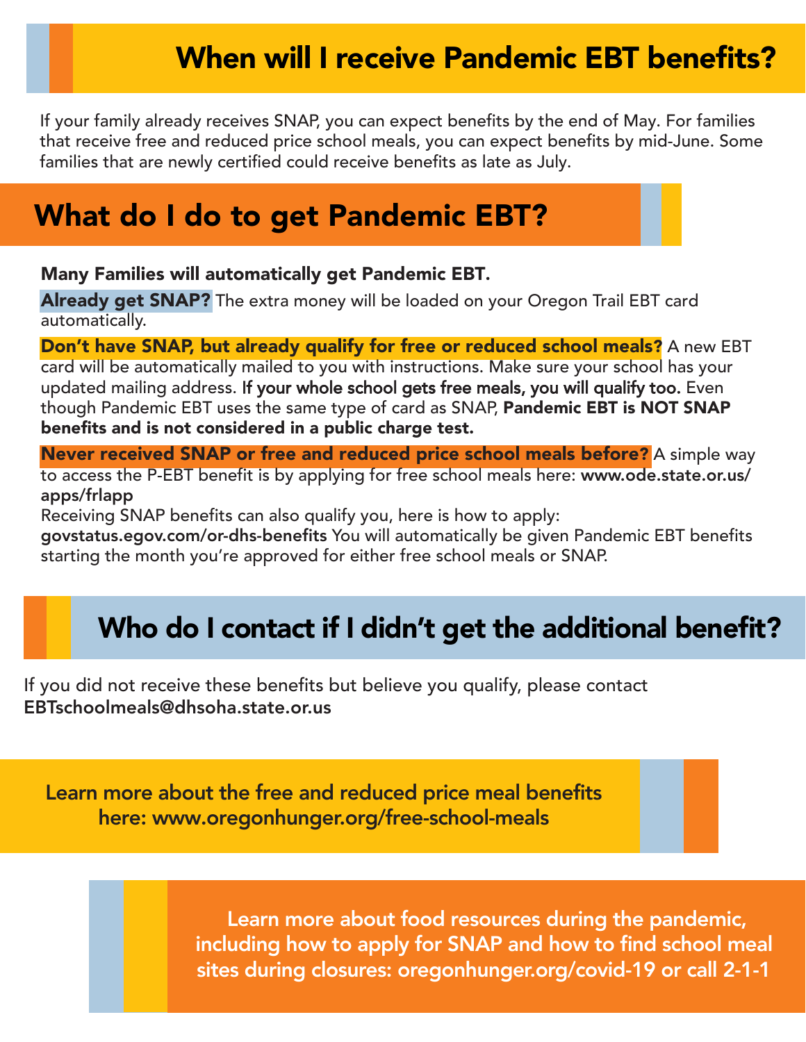## When will I receive Pandemic EBT benefits?

If your family already receives SNAP, you can expect benefits by the end of May. For families that receive free and reduced price school meals, you can expect benefits by mid-June. Some families that are newly certified could receive benefits as late as July.

## What do I do to get Pandemic EBT?

**Many Families will automatically get Pandemic EBT.**

**Already get SNAP?** The extra money will be loaded on your Oregon Trail EBT card automatically.

**Don't have SNAP, but already qualify for free or reduced school meals?** A new EBT card will be automatically mailed to you with instructions. Make sure your school has your updated mailing address. **If your whole school gets free meals, you will qualify too.** Even though Pandemic EBT uses the same type of card as SNAP, **Pandemic EBT is NOT SNAP benefits and is not considered in a public charge test.**

**Never received SNAP or free and reduced price school meals before?** A simple way to access the P-EBT benefit is by applying for free school meals here: **www.ode.state.or.us/apps/frlapp**
Receiving SNAP benefits can also qualify you, here is how to apply:
**govstatus.egov.com/or-dhs-benefits** You will automatically be given Pandemic EBT benefits starting the month you're approved for either free school meals or SNAP.

## Who do I contact if I didn't get the additional benefit?

If you did not receive these benefits but believe you qualify, please contact
**EBTschoolmeals@dhsoha.state.or.us**

**Learn more about the free and reduced price meal benefits here: www.oregonhunger.org/free-school-meals**

**Learn more about food resources during the pandemic, including how to apply for SNAP and how to find school meal sites during closures: oregonhunger.org/covid-19 or call 2-1-1**